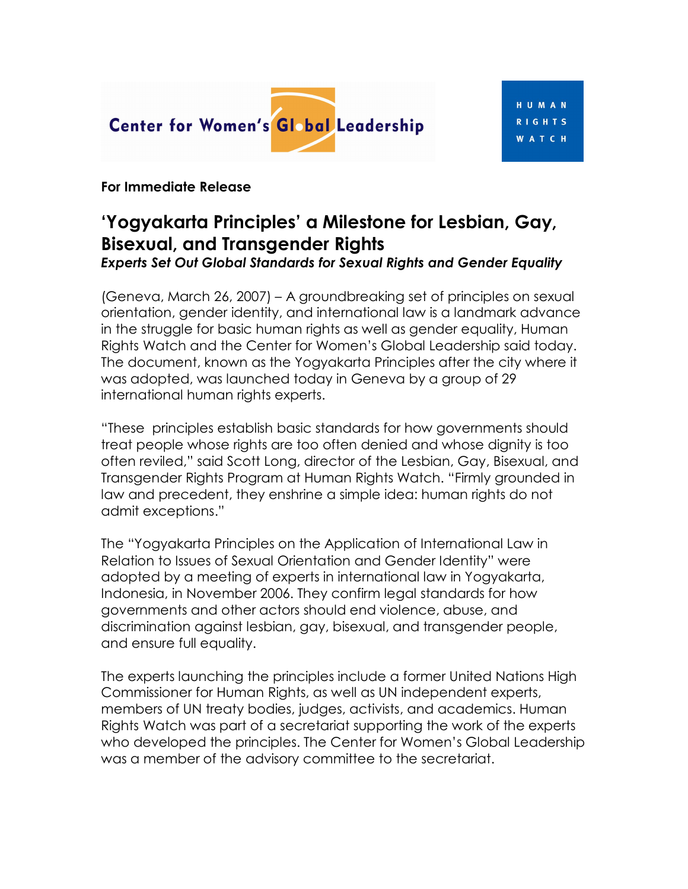Center for Women's Global Leadership

HUMAN RIGHTS WATCH

**For Immediate Release**

# 'Yogyakarta Principles' a Milestone for Lesbian, Gay, Bisexual, and Transgender Rights

***Experts Set Out Global Standards for Sexual Rights and Gender Equality***

(Geneva, March 26, 2007) – A groundbreaking set of principles on sexual orientation, gender identity, and international law is a landmark advance in the struggle for basic human rights as well as gender equality, Human Rights Watch and the Center for Women's Global Leadership said today. The document, known as the Yogyakarta Principles after the city where it was adopted, was launched today in Geneva by a group of 29 international human rights experts.

"These principles establish basic standards for how governments should treat people whose rights are too often denied and whose dignity is too often reviled," said Scott Long, director of the Lesbian, Gay, Bisexual, and Transgender Rights Program at Human Rights Watch. "Firmly grounded in law and precedent, they enshrine a simple idea: human rights do not admit exceptions."

The "Yogyakarta Principles on the Application of International Law in Relation to Issues of Sexual Orientation and Gender Identity" were adopted by a meeting of experts in international law in Yogyakarta, Indonesia, in November 2006. They confirm legal standards for how governments and other actors should end violence, abuse, and discrimination against lesbian, gay, bisexual, and transgender people, and ensure full equality.

The experts launching the principles include a former United Nations High Commissioner for Human Rights, as well as UN independent experts, members of UN treaty bodies, judges, activists, and academics. Human Rights Watch was part of a secretariat supporting the work of the experts who developed the principles. The Center for Women's Global Leadership was a member of the advisory committee to the secretariat.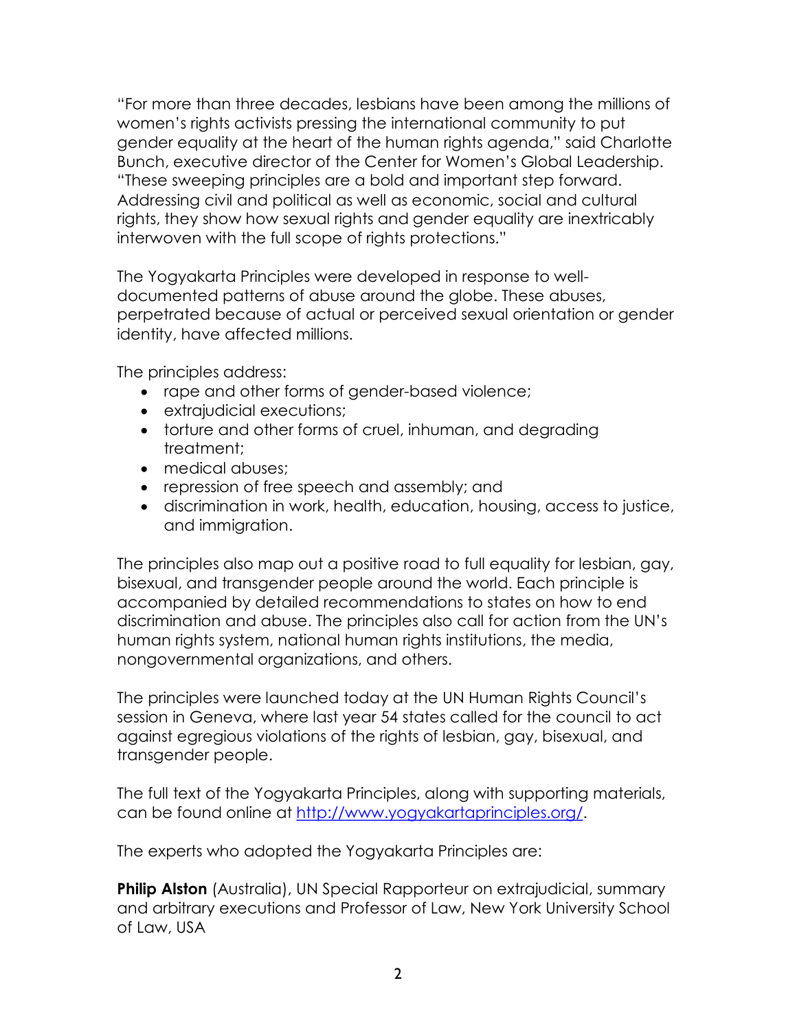"For more than three decades, lesbians have been among the millions of women's rights activists pressing the international community to put gender equality at the heart of the human rights agenda," said Charlotte Bunch, executive director of the Center for Women's Global Leadership. "These sweeping principles are a bold and important step forward. Addressing civil and political as well as economic, social and cultural rights, they show how sexual rights and gender equality are inextricably interwoven with the full scope of rights protections."

The Yogyakarta Principles were developed in response to well-documented patterns of abuse around the globe. These abuses, perpetrated because of actual or perceived sexual orientation or gender identity, have affected millions.

The principles address:

- rape and other forms of gender-based violence;
- extrajudicial executions;
- torture and other forms of cruel, inhuman, and degrading treatment;
- medical abuses;
- repression of free speech and assembly; and
- discrimination in work, health, education, housing, access to justice, and immigration.

The principles also map out a positive road to full equality for lesbian, gay, bisexual, and transgender people around the world. Each principle is accompanied by detailed recommendations to states on how to end discrimination and abuse. The principles also call for action from the UN's human rights system, national human rights institutions, the media, nongovernmental organizations, and others.

The principles were launched today at the UN Human Rights Council's session in Geneva, where last year 54 states called for the council to act against egregious violations of the rights of lesbian, gay, bisexual, and transgender people.

The full text of the Yogyakarta Principles, along with supporting materials, can be found online at [http://www.yogyakartaprinciples.org/](http://www.yogyakartaprinciples.org/).

The experts who adopted the Yogyakarta Principles are:

**Philip Alston** (Australia), UN Special Rapporteur on extrajudicial, summary and arbitrary executions and Professor of Law, New York University School of Law, USA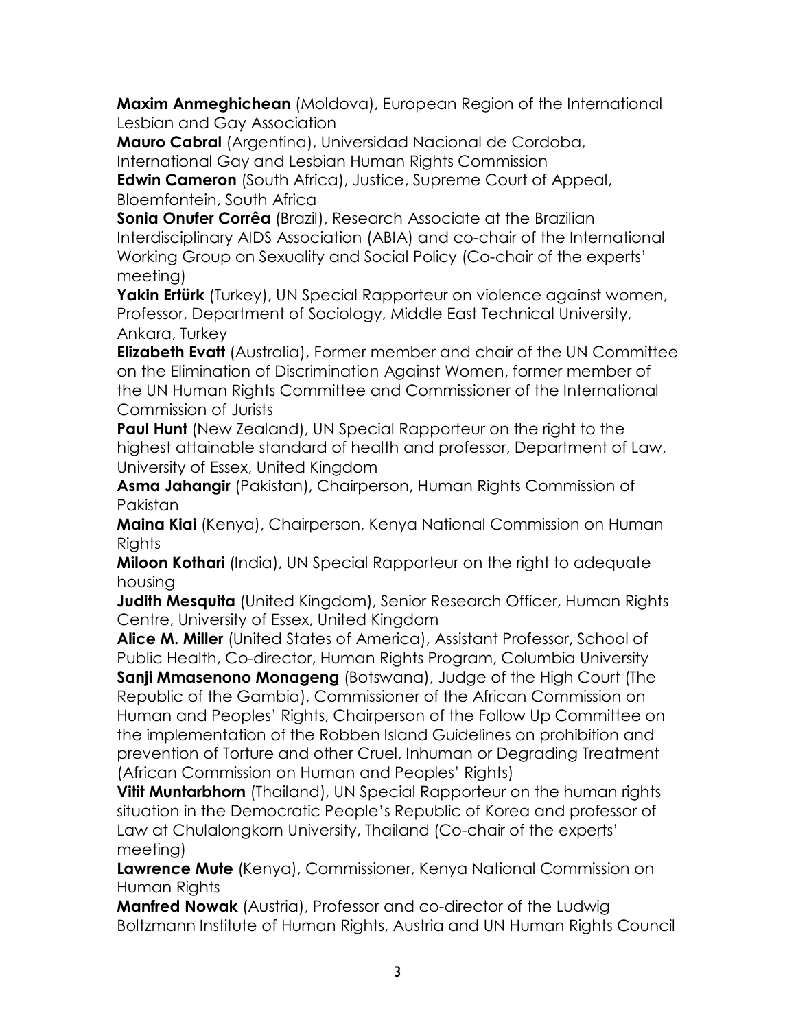**Maxim Anmeghichean** (Moldova), European Region of the International Lesbian and Gay Association

**Mauro Cabral** (Argentina), Universidad Nacional de Cordoba, International Gay and Lesbian Human Rights Commission

**Edwin Cameron** (South Africa), Justice, Supreme Court of Appeal, Bloemfontein, South Africa

**Sonia Onufer Corrêa** (Brazil), Research Associate at the Brazilian Interdisciplinary AIDS Association (ABIA) and co-chair of the International Working Group on Sexuality and Social Policy (Co-chair of the experts' meeting)

**Yakin Ertürk** (Turkey), UN Special Rapporteur on violence against women, Professor, Department of Sociology, Middle East Technical University, Ankara, Turkey

**Elizabeth Evatt** (Australia), Former member and chair of the UN Committee on the Elimination of Discrimination Against Women, former member of the UN Human Rights Committee and Commissioner of the International Commission of Jurists

**Paul Hunt** (New Zealand), UN Special Rapporteur on the right to the highest attainable standard of health and professor, Department of Law, University of Essex, United Kingdom

**Asma Jahangir** (Pakistan), Chairperson, Human Rights Commission of Pakistan

**Maina Kiai** (Kenya), Chairperson, Kenya National Commission on Human Rights

**Miloon Kothari** (India), UN Special Rapporteur on the right to adequate housing

**Judith Mesquita** (United Kingdom), Senior Research Officer, Human Rights Centre, University of Essex, United Kingdom

**Alice M. Miller** (United States of America), Assistant Professor, School of Public Health, Co-director, Human Rights Program, Columbia University

**Sanji Mmasenono Monageng** (Botswana), Judge of the High Court (The Republic of the Gambia), Commissioner of the African Commission on Human and Peoples' Rights, Chairperson of the Follow Up Committee on the implementation of the Robben Island Guidelines on prohibition and prevention of Torture and other Cruel, Inhuman or Degrading Treatment (African Commission on Human and Peoples' Rights)

**Vitit Muntarbhorn** (Thailand), UN Special Rapporteur on the human rights situation in the Democratic People's Republic of Korea and professor of Law at Chulalongkorn University, Thailand (Co-chair of the experts' meeting)

**Lawrence Mute** (Kenya), Commissioner, Kenya National Commission on Human Rights

**Manfred Nowak** (Austria), Professor and co-director of the Ludwig Boltzmann Institute of Human Rights, Austria and UN Human Rights Council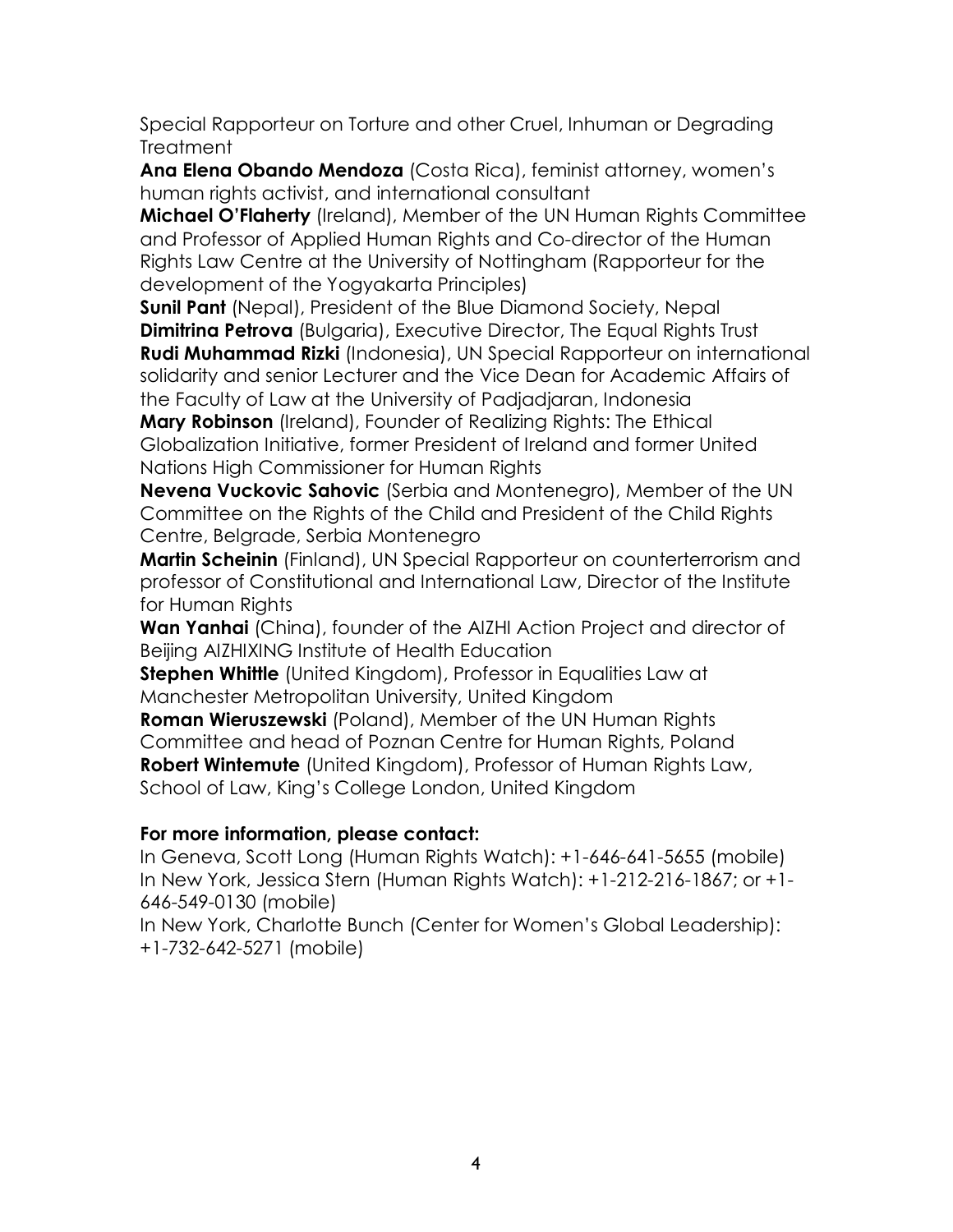Special Rapporteur on Torture and other Cruel, Inhuman or Degrading Treatment

**Ana Elena Obando Mendoza** (Costa Rica), feminist attorney, women's human rights activist, and international consultant

**Michael O'Flaherty** (Ireland), Member of the UN Human Rights Committee and Professor of Applied Human Rights and Co-director of the Human Rights Law Centre at the University of Nottingham (Rapporteur for the development of the Yogyakarta Principles)

**Sunil Pant** (Nepal), President of the Blue Diamond Society, Nepal

**Dimitrina Petrova** (Bulgaria), Executive Director, The Equal Rights Trust

**Rudi Muhammad Rizki** (Indonesia), UN Special Rapporteur on international solidarity and senior Lecturer and the Vice Dean for Academic Affairs of the Faculty of Law at the University of Padjadjaran, Indonesia

**Mary Robinson** (Ireland), Founder of Realizing Rights: The Ethical Globalization Initiative, former President of Ireland and former United Nations High Commissioner for Human Rights

**Nevena Vuckovic Sahovic** (Serbia and Montenegro), Member of the UN Committee on the Rights of the Child and President of the Child Rights Centre, Belgrade, Serbia Montenegro

**Martin Scheinin** (Finland), UN Special Rapporteur on counterterrorism and professor of Constitutional and International Law, Director of the Institute for Human Rights

**Wan Yanhai** (China), founder of the AIZHI Action Project and director of Beijing AIZHIXING Institute of Health Education

**Stephen Whittle** (United Kingdom), Professor in Equalities Law at Manchester Metropolitan University, United Kingdom

**Roman Wieruszewski** (Poland), Member of the UN Human Rights Committee and head of Poznan Centre for Human Rights, Poland

**Robert Wintemute** (United Kingdom), Professor of Human Rights Law, School of Law, King's College London, United Kingdom

**For more information, please contact:**

In Geneva, Scott Long (Human Rights Watch): +1-646-641-5655 (mobile)

In New York, Jessica Stern (Human Rights Watch): +1-212-216-1867; or +1-646-549-0130 (mobile)

In New York, Charlotte Bunch (Center for Women's Global Leadership): +1-732-642-5271 (mobile)